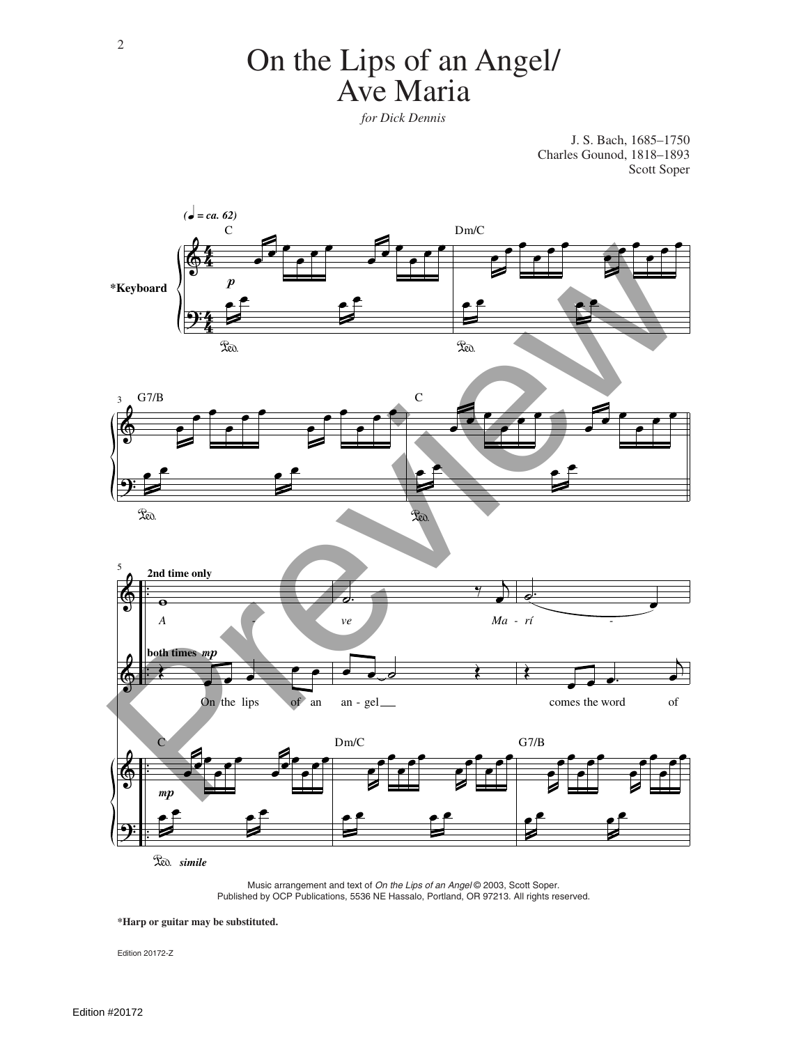# On the Lips of an Angel/ Ave Maria

*for Dick Dennis*

J. S. Bach, 1685–1750
Charles Gounod, 1818–1893
Scott Soper

Music arrangement and text of *On the Lips of an Angel* © 2003, Scott Soper.
Published by OCP Publications, 5536 NE Hassalo, Portland, OR 97213. All rights reserved.

**\*Harp or guitar may be substituted.**

Edition 20172-Z

Edition #20172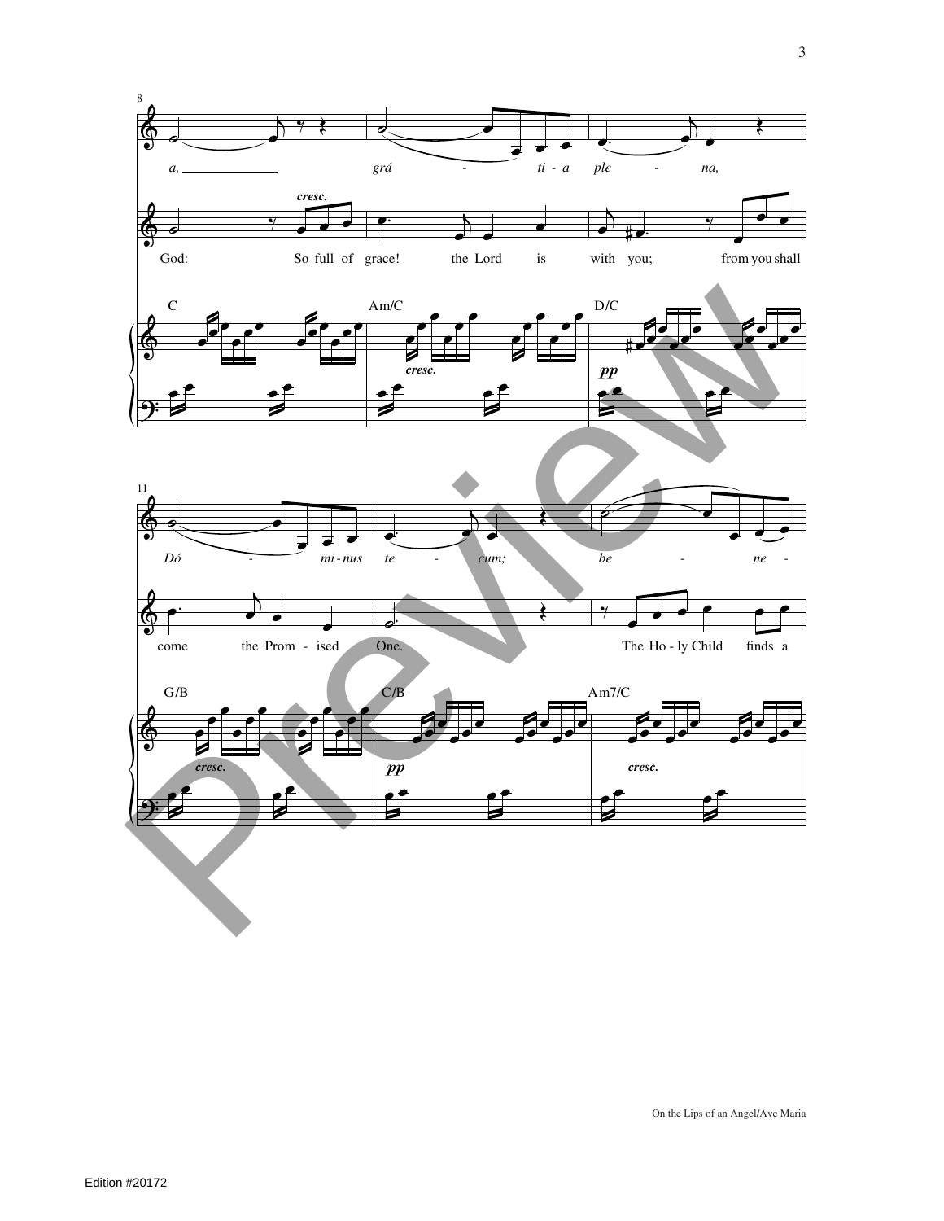8

*a, grá - ti - a ple - na,*

*cresc.*

God: So full of grace! the Lord is with you; from you shall

C Am/C D/C

*cresc.* *pp*

11

*Dó - mi - nus te - cum; be - ne -*

come the Prom - ised One. The Ho - ly Child finds a

G/B C/B Am7/C

*cresc.* *pp* *cresc.*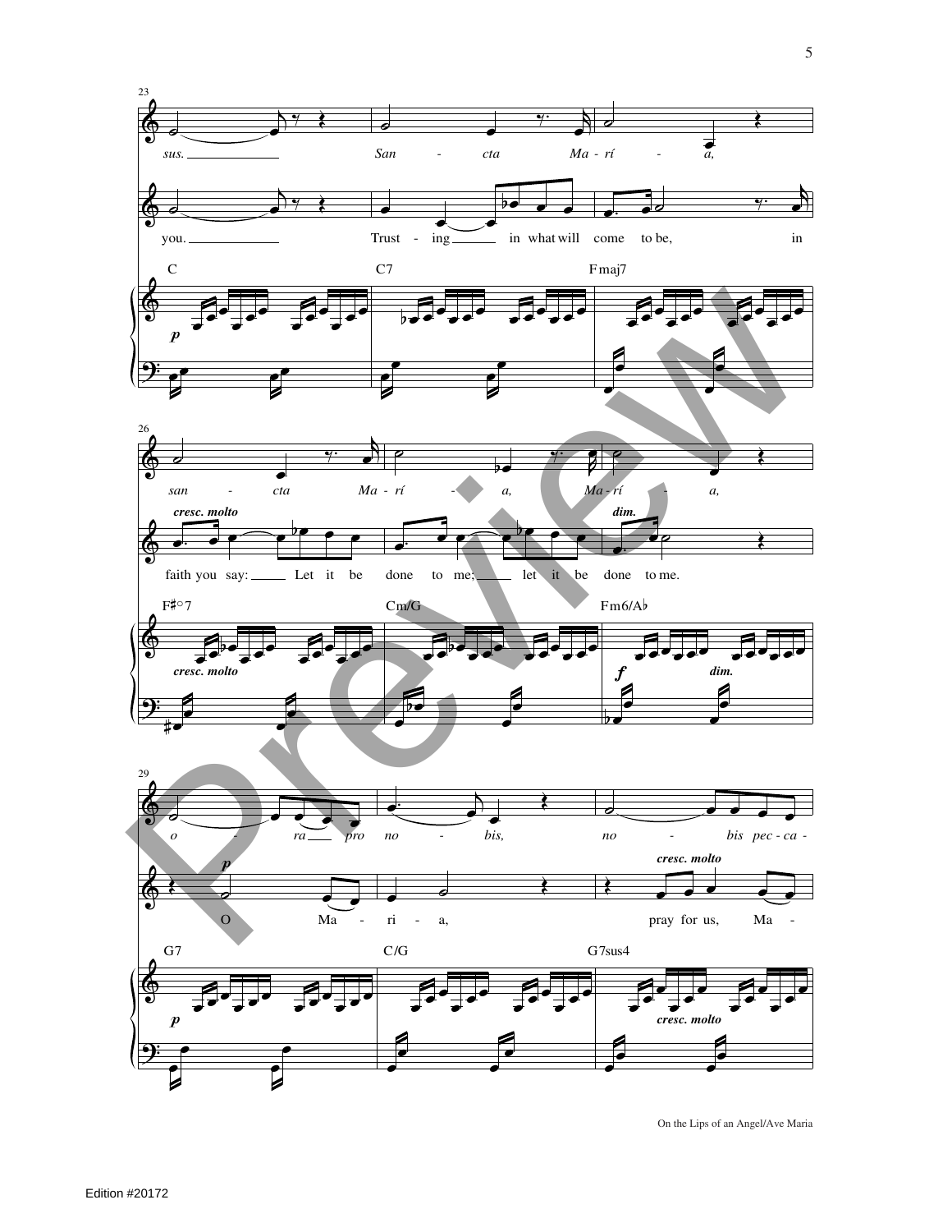23

*sus.* *San - cta Ma - rí - a,*

you. Trust - ing in what will come to be, in

C C7 Fmaj7

*p*

26

*san - cta Ma - rí - a, Ma - rí - a,*

*cresc. molto* *dim.*

faith you say: Let it be done to me; let it be done to me.

F♯○7 Cm/G Fm6/A♭

*cresc. molto* *f* *dim.*

29

*o - ra pro no - bis, no - bis pec - ca -*

*p* *cresc. molto*

O Ma - ri - a, pray for us, Ma -

G7 C/G G7sus4

*p* *cresc. molto*

On the Lips of an Angel/Ave Maria

Edition #20172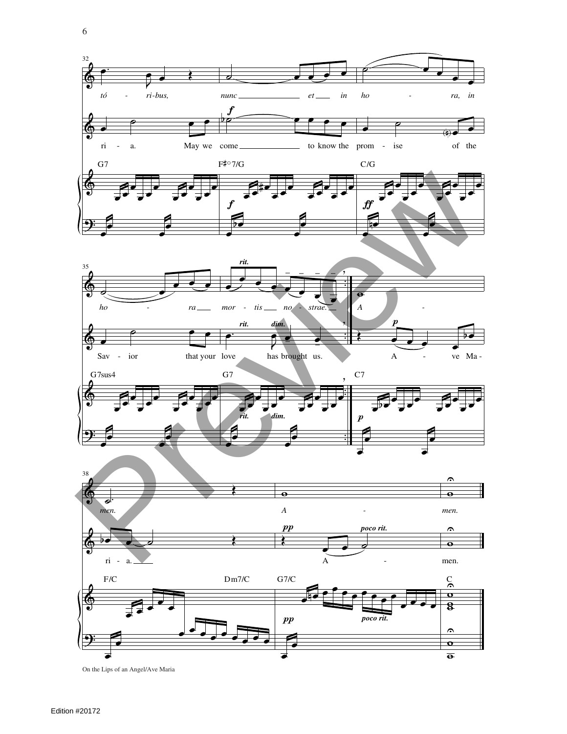32

*tó - ri-bus, nunc et in ho - ra, in*

ri - a. May we come to know the prom - ise of the

G7 F♯°7/G C/G

35

*ho - ra mor - tis no - strae. A -*

Sav - ior that your love has brought us. A - ve Ma -

G7sus4 G7 C7

*rit.* *dim.*

38

*men. A - men.*

ri - a. A - men.

F/C Dm7/C G7/C C

*poco rit.*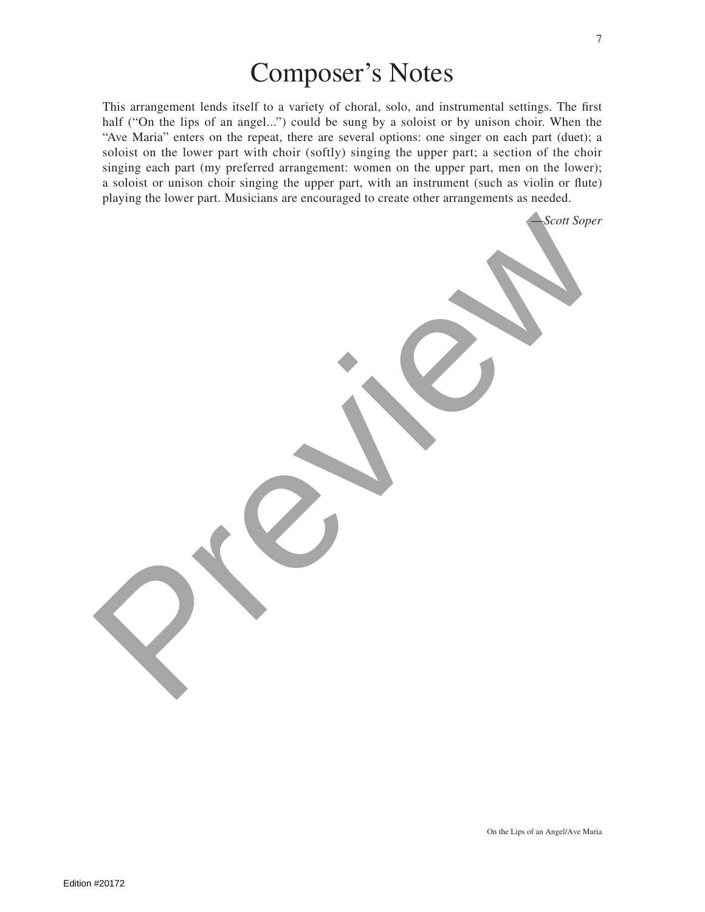# Composer's Notes

This arrangement lends itself to a variety of choral, solo, and instrumental settings. The first half ("On the lips of an angel...") could be sung by a soloist or by unison choir. When the "Ave Maria" enters on the repeat, there are several options: one singer on each part (duet); a soloist on the lower part with choir (softly) singing the upper part; a section of the choir singing each part (my preferred arrangement: women on the upper part, men on the lower); a soloist or unison choir singing the upper part, with an instrument (such as violin or flute) playing the lower part. Musicians are encouraged to create other arrangements as needed.

—*Scott Soper*